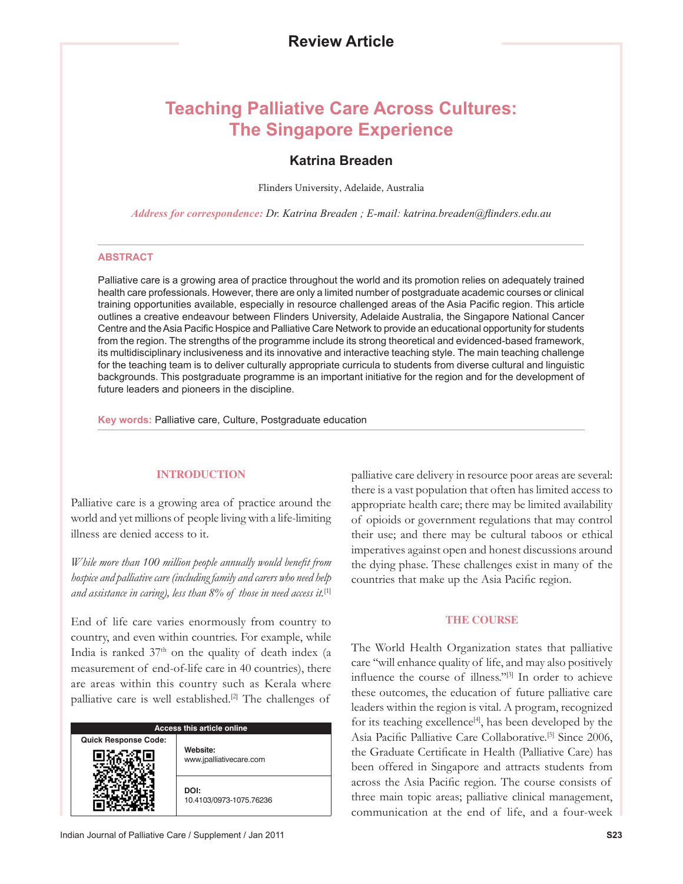Review Article

# Teaching Palliative Care Across Cultures: The Singapore Experience

## Katrina Breaden

Flinders University, Adelaide, Australia

*Address for correspondence: Dr. Katrina Breaden ; E-mail: katrina.breaden@flinders.edu.au*

### ABSTRACT

Palliative care is a growing area of practice throughout the world and its promotion relies on adequately trained health care professionals. However, there are only a limited number of postgraduate academic courses or clinical training opportunities available, especially in resource challenged areas of the Asia Pacific region. This article outlines a creative endeavour between Flinders University, Adelaide Australia, the Singapore National Cancer Centre and the Asia Pacific Hospice and Palliative Care Network to provide an educational opportunity for students from the region. The strengths of the programme include its strong theoretical and evidenced-based framework, its multidisciplinary inclusiveness and its innovative and interactive teaching style. The main teaching challenge for the teaching team is to deliver culturally appropriate curricula to students from diverse cultural and linguistic backgrounds. This postgraduate programme is an important initiative for the region and for the development of future leaders and pioneers in the discipline.

**Key words:** Palliative care, Culture, Postgraduate education

## INTRODUCTION

Palliative care is a growing area of practice around the world and yet millions of people living with a life-limiting illness are denied access to it.

*While more than 100 million people annually would benefit from hospice and palliative care (including family and carers who need help and assistance in caring), less than 8% of those in need access it.*[1]

End of life care varies enormously from country to country, and even within countries. For example, while India is ranked 37th on the quality of death index (a measurement of end-of-life care in 40 countries), there are areas within this country such as Kerala where palliative care is well established.[2] The challenges of palliative care delivery in resource poor areas are several: there is a vast population that often has limited access to appropriate health care; there may be limited availability of opioids or government regulations that may control their use; and there may be cultural taboos or ethical imperatives against open and honest discussions around the dying phase. These challenges exist in many of the countries that make up the Asia Pacific region.

| Access this article online | |
|---|---|
| Quick Response Code: | Website: www.jpalliativecare.com |
| | DOI: 10.4103/0973-1075.76236 |

## THE COURSE

The World Health Organization states that palliative care "will enhance quality of life, and may also positively influence the course of illness."[3] In order to achieve these outcomes, the education of future palliative care leaders within the region is vital. A program, recognized for its teaching excellence[4], has been developed by the Asia Pacific Palliative Care Collaborative.[5] Since 2006, the Graduate Certificate in Health (Palliative Care) has been offered in Singapore and attracts students from across the Asia Pacific region. The course consists of three main topic areas; palliative clinical management, communication at the end of life, and a four-week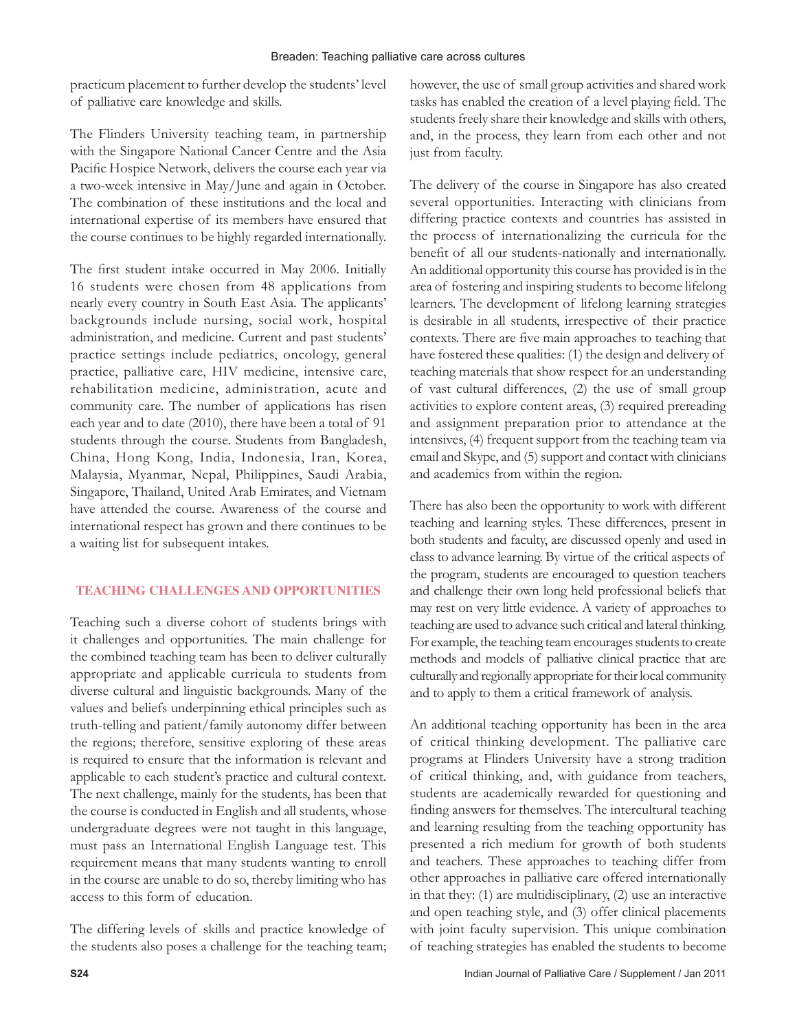practicum placement to further develop the students' level of palliative care knowledge and skills.

The Flinders University teaching team, in partnership with the Singapore National Cancer Centre and the Asia Pacific Hospice Network, delivers the course each year via a two-week intensive in May/June and again in October. The combination of these institutions and the local and international expertise of its members have ensured that the course continues to be highly regarded internationally.

The first student intake occurred in May 2006. Initially 16 students were chosen from 48 applications from nearly every country in South East Asia. The applicants' backgrounds include nursing, social work, hospital administration, and medicine. Current and past students' practice settings include pediatrics, oncology, general practice, palliative care, HIV medicine, intensive care, rehabilitation medicine, administration, acute and community care. The number of applications has risen each year and to date (2010), there have been a total of 91 students through the course. Students from Bangladesh, China, Hong Kong, India, Indonesia, Iran, Korea, Malaysia, Myanmar, Nepal, Philippines, Saudi Arabia, Singapore, Thailand, United Arab Emirates, and Vietnam have attended the course. Awareness of the course and international respect has grown and there continues to be a waiting list for subsequent intakes.

## TEACHING CHALLENGES AND OPPORTUNITIES

Teaching such a diverse cohort of students brings with it challenges and opportunities. The main challenge for the combined teaching team has been to deliver culturally appropriate and applicable curricula to students from diverse cultural and linguistic backgrounds. Many of the values and beliefs underpinning ethical principles such as truth-telling and patient/family autonomy differ between the regions; therefore, sensitive exploring of these areas is required to ensure that the information is relevant and applicable to each student's practice and cultural context. The next challenge, mainly for the students, has been that the course is conducted in English and all students, whose undergraduate degrees were not taught in this language, must pass an International English Language test. This requirement means that many students wanting to enroll in the course are unable to do so, thereby limiting who has access to this form of education.

The differing levels of skills and practice knowledge of the students also poses a challenge for the teaching team; however, the use of small group activities and shared work tasks has enabled the creation of a level playing field. The students freely share their knowledge and skills with others, and, in the process, they learn from each other and not just from faculty.

The delivery of the course in Singapore has also created several opportunities. Interacting with clinicians from differing practice contexts and countries has assisted in the process of internationalizing the curricula for the benefit of all our students-nationally and internationally. An additional opportunity this course has provided is in the area of fostering and inspiring students to become lifelong learners. The development of lifelong learning strategies is desirable in all students, irrespective of their practice contexts. There are five main approaches to teaching that have fostered these qualities: (1) the design and delivery of teaching materials that show respect for an understanding of vast cultural differences, (2) the use of small group activities to explore content areas, (3) required prereading and assignment preparation prior to attendance at the intensives, (4) frequent support from the teaching team via email and Skype, and (5) support and contact with clinicians and academics from within the region.

There has also been the opportunity to work with different teaching and learning styles. These differences, present in both students and faculty, are discussed openly and used in class to advance learning. By virtue of the critical aspects of the program, students are encouraged to question teachers and challenge their own long held professional beliefs that may rest on very little evidence. A variety of approaches to teaching are used to advance such critical and lateral thinking. For example, the teaching team encourages students to create methods and models of palliative clinical practice that are culturally and regionally appropriate for their local community and to apply to them a critical framework of analysis.

An additional teaching opportunity has been in the area of critical thinking development. The palliative care programs at Flinders University have a strong tradition of critical thinking, and, with guidance from teachers, students are academically rewarded for questioning and finding answers for themselves. The intercultural teaching and learning resulting from the teaching opportunity has presented a rich medium for growth of both students and teachers. These approaches to teaching differ from other approaches in palliative care offered internationally in that they: (1) are multidisciplinary, (2) use an interactive and open teaching style, and (3) offer clinical placements with joint faculty supervision. This unique combination of teaching strategies has enabled the students to become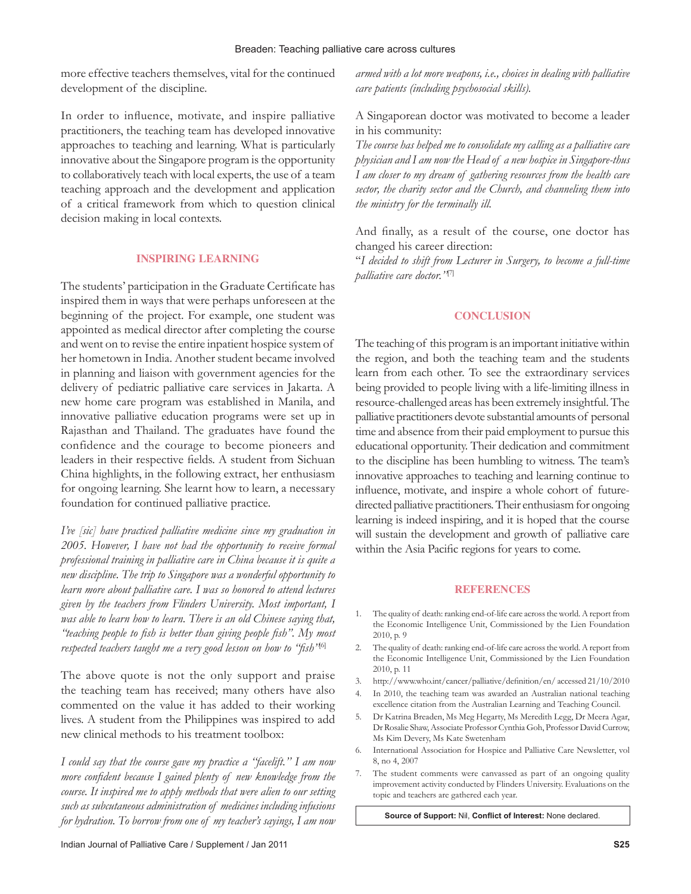more effective teachers themselves, vital for the continued development of the discipline.

In order to influence, motivate, and inspire palliative practitioners, the teaching team has developed innovative approaches to teaching and learning. What is particularly innovative about the Singapore program is the opportunity to collaboratively teach with local experts, the use of a team teaching approach and the development and application of a critical framework from which to question clinical decision making in local contexts.

## INSPIRING LEARNING

The students' participation in the Graduate Certificate has inspired them in ways that were perhaps unforeseen at the beginning of the project. For example, one student was appointed as medical director after completing the course and went on to revise the entire inpatient hospice system of her hometown in India. Another student became involved in planning and liaison with government agencies for the delivery of pediatric palliative care services in Jakarta. A new home care program was established in Manila, and innovative palliative education programs were set up in Rajasthan and Thailand. The graduates have found the confidence and the courage to become pioneers and leaders in their respective fields. A student from Sichuan China highlights, in the following extract, her enthusiasm for ongoing learning. She learnt how to learn, a necessary foundation for continued palliative practice.

*I've [sic] have practiced palliative medicine since my graduation in 2005. However, I have not had the opportunity to receive formal professional training in palliative care in China because it is quite a new discipline. The trip to Singapore was a wonderful opportunity to learn more about palliative care. I was so honored to attend lectures given by the teachers from Flinders University. Most important, I was able to learn how to learn. There is an old Chinese saying that, "teaching people to fish is better than giving people fish". My most respected teachers taught me a very good lesson on how to "fish"*[6]

The above quote is not the only support and praise the teaching team has received; many others have also commented on the value it has added to their working lives. A student from the Philippines was inspired to add new clinical methods to his treatment toolbox:

*I could say that the course gave my practice a "facelift." I am now more confident because I gained plenty of new knowledge from the course. It inspired me to apply methods that were alien to our setting such as subcutaneous administration of medicines including infusions for hydration. To borrow from one of my teacher's sayings, I am now armed with a lot more weapons, i.e., choices in dealing with palliative care patients (including psychosocial skills).*

A Singaporean doctor was motivated to become a leader in his community:

*The course has helped me to consolidate my calling as a palliative care physician and I am now the Head of a new hospice in Singapore-thus I am closer to my dream of gathering resources from the health care sector, the charity sector and the Church, and channeling them into the ministry for the terminally ill.*

And finally, as a result of the course, one doctor has changed his career direction:

"*I decided to shift from Lecturer in Surgery, to become a full-time palliative care doctor.*"[7]

## CONCLUSION

The teaching of this program is an important initiative within the region, and both the teaching team and the students learn from each other. To see the extraordinary services being provided to people living with a life-limiting illness in resource-challenged areas has been extremely insightful. The palliative practitioners devote substantial amounts of personal time and absence from their paid employment to pursue this educational opportunity. Their dedication and commitment to the discipline has been humbling to witness. The team's innovative approaches to teaching and learning continue to influence, motivate, and inspire a whole cohort of future-directed palliative practitioners. Their enthusiasm for ongoing learning is indeed inspiring, and it is hoped that the course will sustain the development and growth of palliative care within the Asia Pacific regions for years to come.

## REFERENCES

1. The quality of death: ranking end-of-life care across the world. A report from the Economic Intelligence Unit, Commissioned by the Lien Foundation 2010, p. 9
2. The quality of death: ranking end-of-life care across the world. A report from the Economic Intelligence Unit, Commissioned by the Lien Foundation 2010, p. 11
3. http://www.who.int/cancer/palliative/definition/en/ accessed 21/10/2010
4. In 2010, the teaching team was awarded an Australian national teaching excellence citation from the Australian Learning and Teaching Council.
5. Dr Katrina Breaden, Ms Meg Hegarty, Ms Meredith Legg, Dr Meera Agar, Dr Rosalie Shaw, Associate Professor Cynthia Goh, Professor David Currow, Ms Kim Devery, Ms Kate Swetenham
6. International Association for Hospice and Palliative Care Newsletter, vol 8, no 4, 2007
7. The student comments were canvassed as part of an ongoing quality improvement activity conducted by Flinders University. Evaluations on the topic and teachers are gathered each year.

**Source of Support:** Nil, **Conflict of Interest:** None declared.